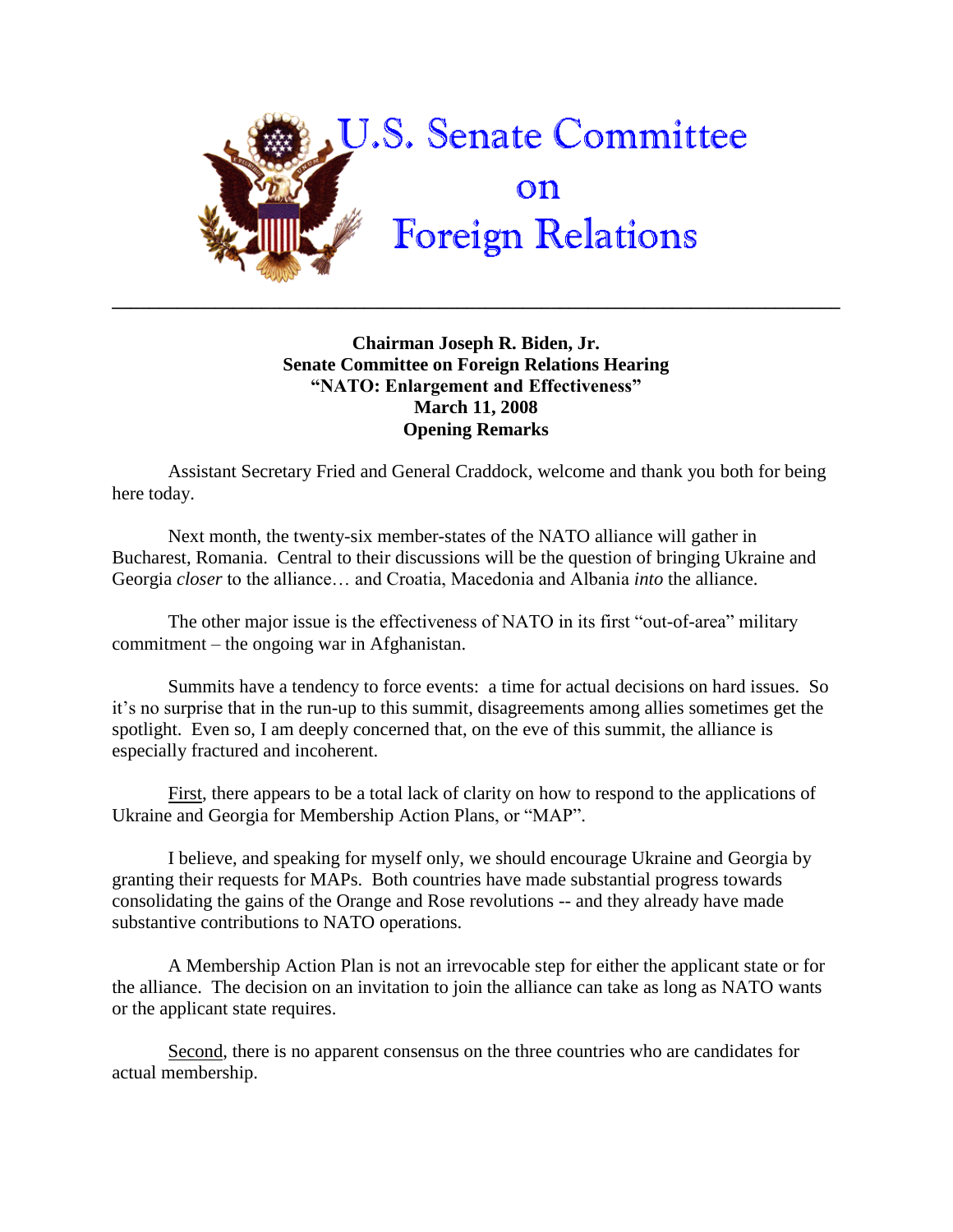# U.S. Senate Committee on Foreign Relations

---

**Chairman Joseph R. Biden, Jr.**
**Senate Committee on Foreign Relations Hearing**
**"NATO: Enlargement and Effectiveness"**
**March 11, 2008**
**Opening Remarks**

Assistant Secretary Fried and General Craddock, welcome and thank you both for being here today.

Next month, the twenty-six member-states of the NATO alliance will gather in Bucharest, Romania. Central to their discussions will be the question of bringing Ukraine and Georgia *closer* to the alliance… and Croatia, Macedonia and Albania *into* the alliance.

The other major issue is the effectiveness of NATO in its first "out-of-area" military commitment – the ongoing war in Afghanistan.

Summits have a tendency to force events: a time for actual decisions on hard issues. So it's no surprise that in the run-up to this summit, disagreements among allies sometimes get the spotlight. Even so, I am deeply concerned that, on the eve of this summit, the alliance is especially fractured and incoherent.

<u>First</u>, there appears to be a total lack of clarity on how to respond to the applications of Ukraine and Georgia for Membership Action Plans, or "MAP".

I believe, and speaking for myself only, we should encourage Ukraine and Georgia by granting their requests for MAPs. Both countries have made substantial progress towards consolidating the gains of the Orange and Rose revolutions -- and they already have made substantive contributions to NATO operations.

A Membership Action Plan is not an irrevocable step for either the applicant state or for the alliance. The decision on an invitation to join the alliance can take as long as NATO wants or the applicant state requires.

<u>Second</u>, there is no apparent consensus on the three countries who are candidates for actual membership.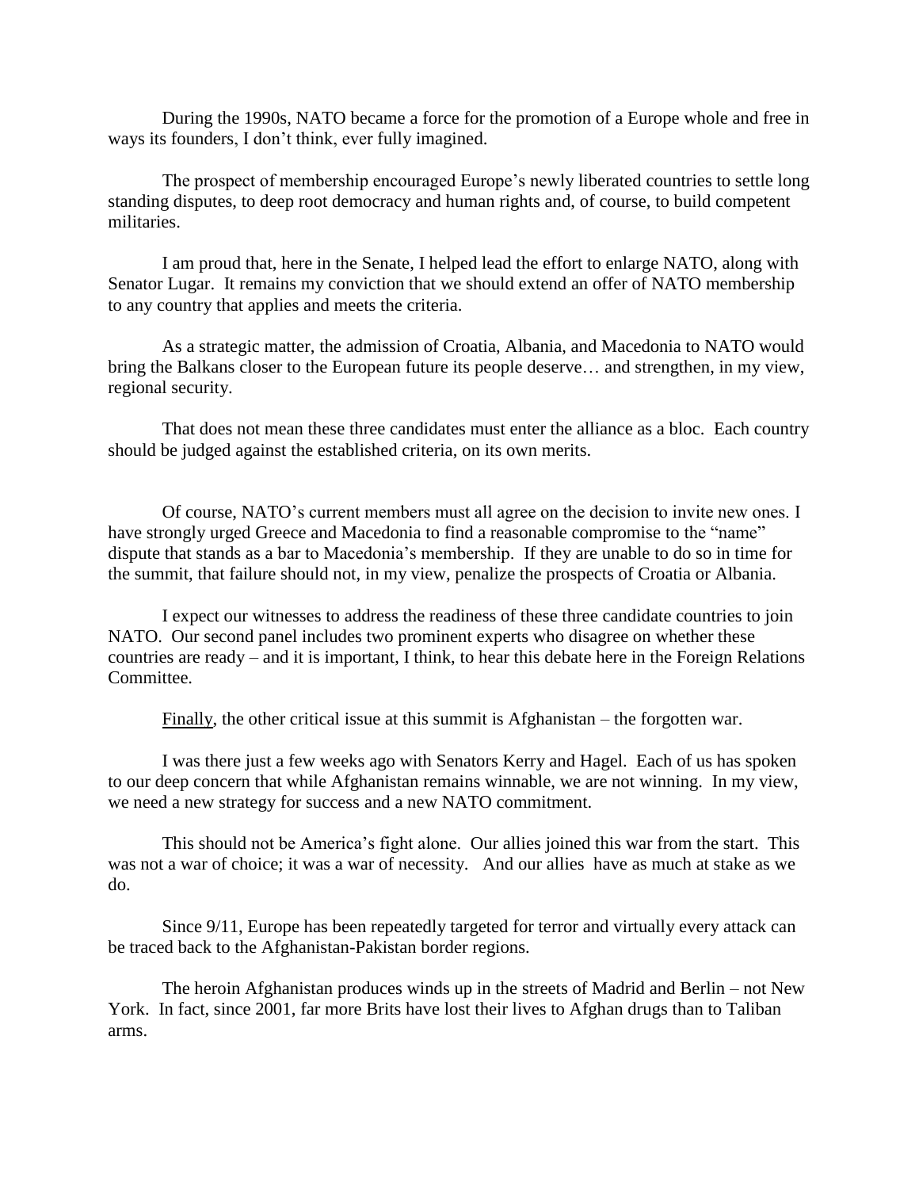During the 1990s, NATO became a force for the promotion of a Europe whole and free in ways its founders, I don't think, ever fully imagined.

The prospect of membership encouraged Europe's newly liberated countries to settle long standing disputes, to deep root democracy and human rights and, of course, to build competent militaries.

I am proud that, here in the Senate, I helped lead the effort to enlarge NATO, along with Senator Lugar. It remains my conviction that we should extend an offer of NATO membership to any country that applies and meets the criteria.

As a strategic matter, the admission of Croatia, Albania, and Macedonia to NATO would bring the Balkans closer to the European future its people deserve… and strengthen, in my view, regional security.

That does not mean these three candidates must enter the alliance as a bloc. Each country should be judged against the established criteria, on its own merits.

Of course, NATO's current members must all agree on the decision to invite new ones. I have strongly urged Greece and Macedonia to find a reasonable compromise to the "name" dispute that stands as a bar to Macedonia's membership. If they are unable to do so in time for the summit, that failure should not, in my view, penalize the prospects of Croatia or Albania.

I expect our witnesses to address the readiness of these three candidate countries to join NATO. Our second panel includes two prominent experts who disagree on whether these countries are ready – and it is important, I think, to hear this debate here in the Foreign Relations Committee.

Finally, the other critical issue at this summit is Afghanistan – the forgotten war.

I was there just a few weeks ago with Senators Kerry and Hagel. Each of us has spoken to our deep concern that while Afghanistan remains winnable, we are not winning. In my view, we need a new strategy for success and a new NATO commitment.

This should not be America's fight alone. Our allies joined this war from the start. This was not a war of choice; it was a war of necessity. And our allies have as much at stake as we do.

Since 9/11, Europe has been repeatedly targeted for terror and virtually every attack can be traced back to the Afghanistan-Pakistan border regions.

The heroin Afghanistan produces winds up in the streets of Madrid and Berlin – not New York. In fact, since 2001, far more Brits have lost their lives to Afghan drugs than to Taliban arms.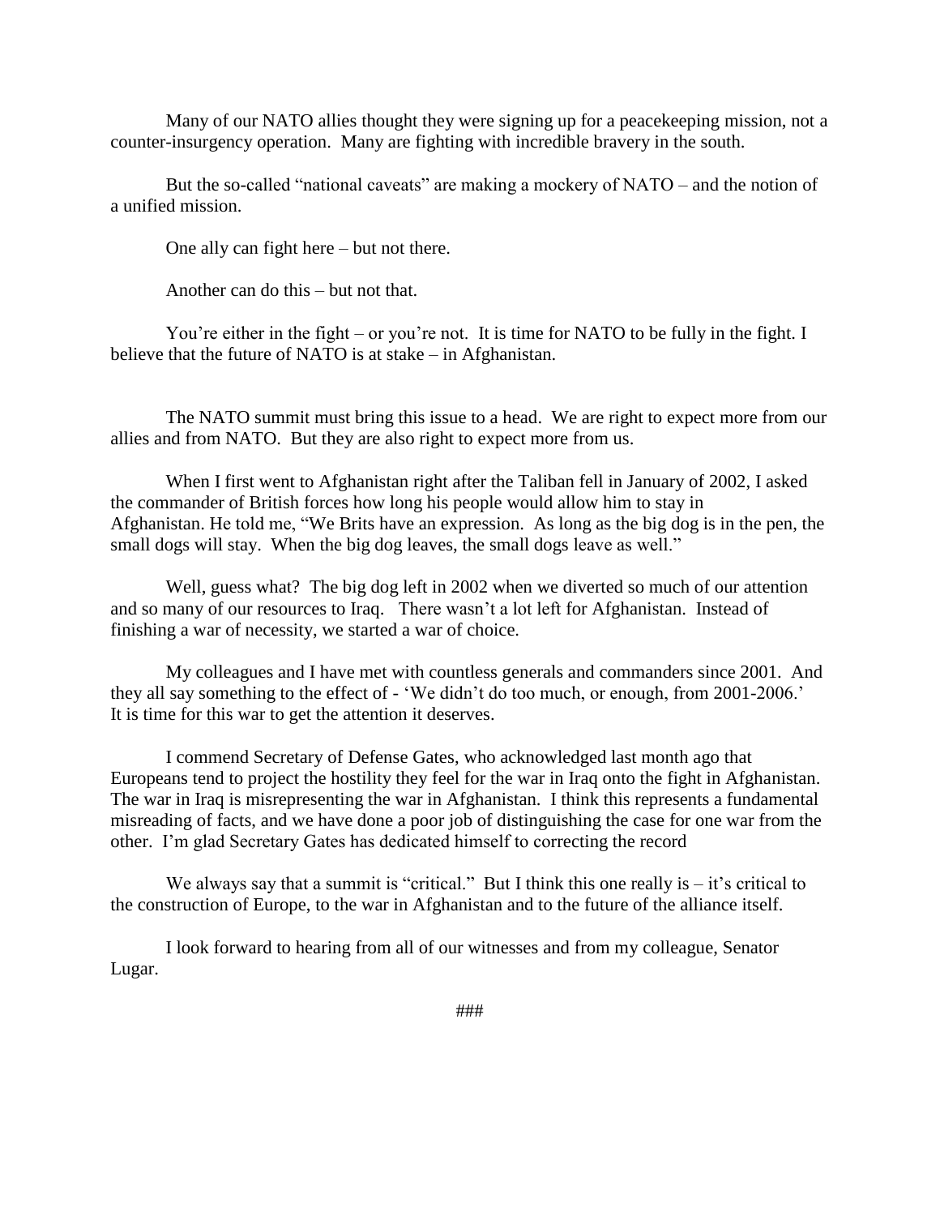Many of our NATO allies thought they were signing up for a peacekeeping mission, not a counter-insurgency operation. Many are fighting with incredible bravery in the south.

But the so-called "national caveats" are making a mockery of NATO – and the notion of a unified mission.

One ally can fight here – but not there.

Another can do this – but not that.

You're either in the fight – or you're not. It is time for NATO to be fully in the fight. I believe that the future of NATO is at stake – in Afghanistan.

The NATO summit must bring this issue to a head. We are right to expect more from our allies and from NATO. But they are also right to expect more from us.

When I first went to Afghanistan right after the Taliban fell in January of 2002, I asked the commander of British forces how long his people would allow him to stay in Afghanistan. He told me, "We Brits have an expression. As long as the big dog is in the pen, the small dogs will stay. When the big dog leaves, the small dogs leave as well."

Well, guess what? The big dog left in 2002 when we diverted so much of our attention and so many of our resources to Iraq. There wasn't a lot left for Afghanistan. Instead of finishing a war of necessity, we started a war of choice.

My colleagues and I have met with countless generals and commanders since 2001. And they all say something to the effect of - 'We didn't do too much, or enough, from 2001-2006.' It is time for this war to get the attention it deserves.

I commend Secretary of Defense Gates, who acknowledged last month ago that Europeans tend to project the hostility they feel for the war in Iraq onto the fight in Afghanistan. The war in Iraq is misrepresenting the war in Afghanistan. I think this represents a fundamental misreading of facts, and we have done a poor job of distinguishing the case for one war from the other. I'm glad Secretary Gates has dedicated himself to correcting the record

We always say that a summit is "critical." But I think this one really is – it's critical to the construction of Europe, to the war in Afghanistan and to the future of the alliance itself.

I look forward to hearing from all of our witnesses and from my colleague, Senator Lugar.

###